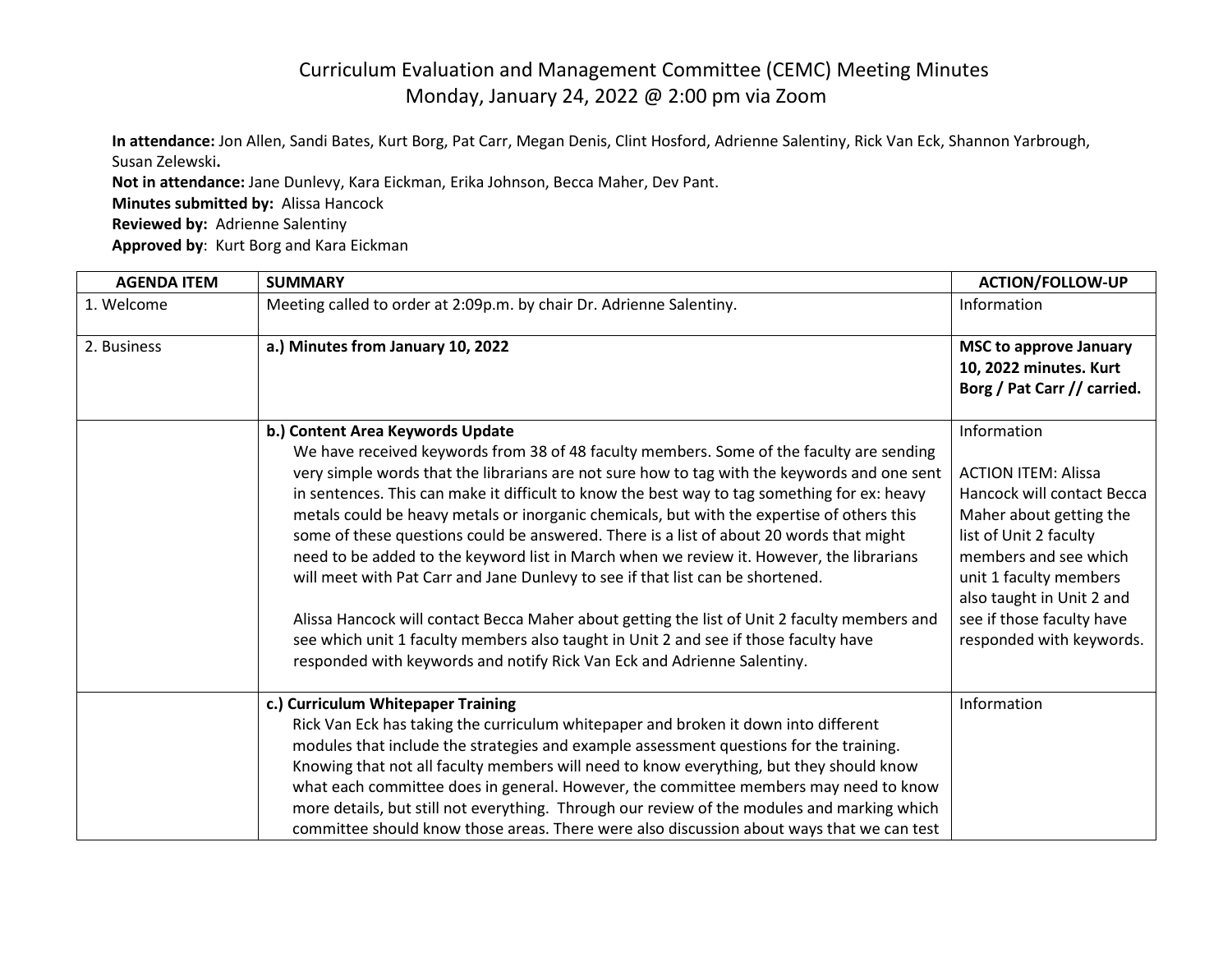# Curriculum Evaluation and Management Committee (CEMC) Meeting Minutes
## Monday, January 24, 2022 @ 2:00 pm via Zoom

**In attendance:** Jon Allen, Sandi Bates, Kurt Borg, Pat Carr, Megan Denis, Clint Hosford, Adrienne Salentiny, Rick Van Eck, Shannon Yarbrough, Susan Zelewski**.**
**Not in attendance:** Jane Dunlevy, Kara Eickman, Erika Johnson, Becca Maher, Dev Pant.
**Minutes submitted by:** Alissa Hancock
**Reviewed by:** Adrienne Salentiny
**Approved by**: Kurt Borg and Kara Eickman

| AGENDA ITEM | SUMMARY | ACTION/FOLLOW-UP |
|---|---|---|
| 1. Welcome | Meeting called to order at 2:09p.m. by chair Dr. Adrienne Salentiny. | Information |
| 2. Business | **a.) Minutes from January 10, 2022** | **MSC to approve January 10, 2022 minutes. Kurt Borg / Pat Carr // carried.** |
| | **b.) Content Area Keywords Update**<br>We have received keywords from 38 of 48 faculty members. Some of the faculty are sending very simple words that the librarians are not sure how to tag with the keywords and one sent in sentences. This can make it difficult to know the best way to tag something for ex: heavy metals could be heavy metals or inorganic chemicals, but with the expertise of others this some of these questions could be answered. There is a list of about 20 words that might need to be added to the keyword list in March when we review it. However, the librarians will meet with Pat Carr and Jane Dunlevy to see if that list can be shortened.<br><br>Alissa Hancock will contact Becca Maher about getting the list of Unit 2 faculty members and see which unit 1 faculty members also taught in Unit 2 and see if those faculty have responded with keywords and notify Rick Van Eck and Adrienne Salentiny. | Information<br><br>ACTION ITEM: Alissa Hancock will contact Becca Maher about getting the list of Unit 2 faculty members and see which unit 1 faculty members also taught in Unit 2 and see if those faculty have responded with keywords. |
| | **c.) Curriculum Whitepaper Training**<br>Rick Van Eck has taking the curriculum whitepaper and broken it down into different modules that include the strategies and example assessment questions for the training. Knowing that not all faculty members will need to know everything, but they should know what each committee does in general. However, the committee members may need to know more details, but still not everything. Through our review of the modules and marking which committee should know those areas. There were also discussion about ways that we can test | Information |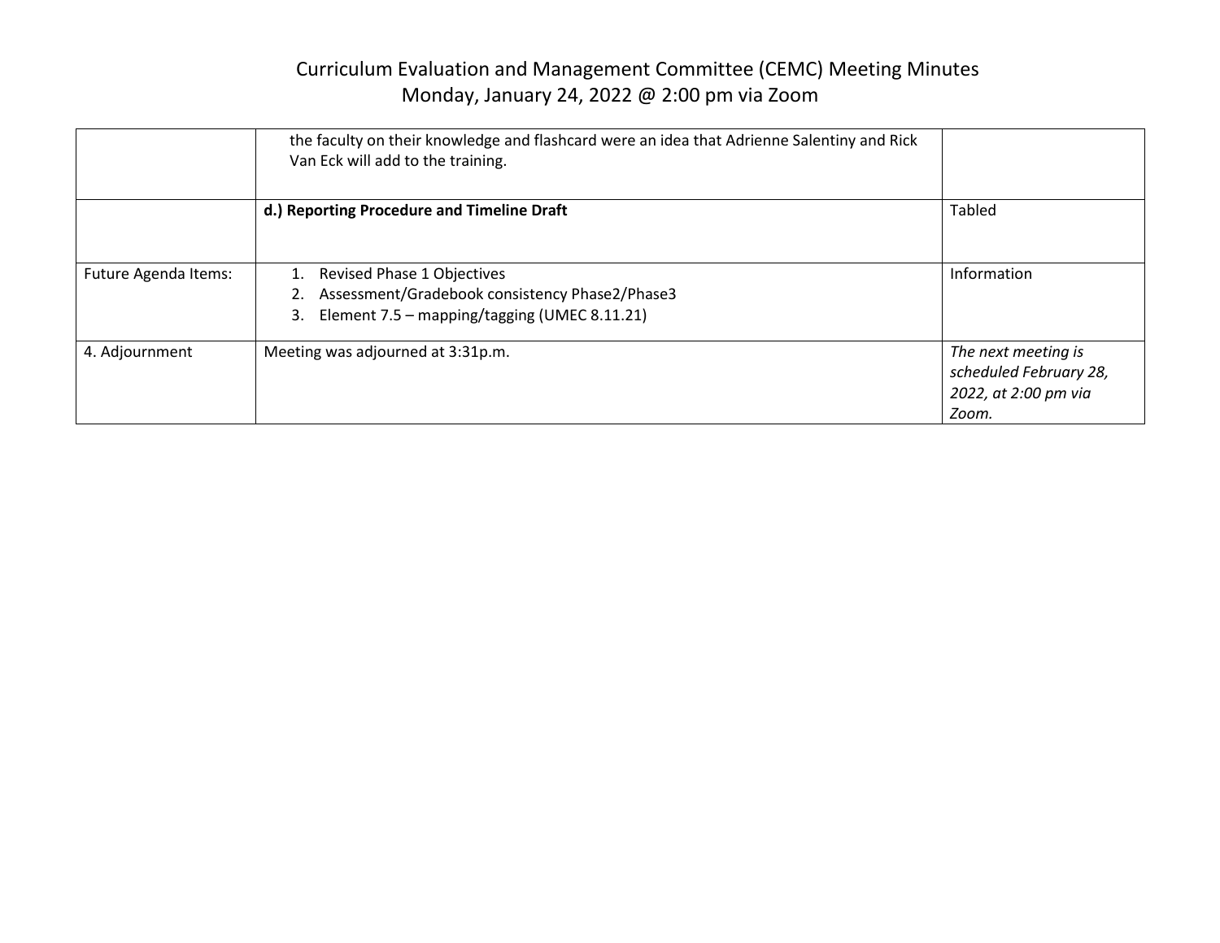# Curriculum Evaluation and Management Committee (CEMC) Meeting Minutes
## Monday, January 24, 2022 @ 2:00 pm via Zoom

| | | |
|---|---|---|
| | the faculty on their knowledge and flashcard were an idea that Adrienne Salentiny and Rick Van Eck will add to the training. | |
| | **d.) Reporting Procedure and Timeline Draft** | Tabled |
| Future Agenda Items: | 1. Revised Phase 1 Objectives<br>2. Assessment/Gradebook consistency Phase2/Phase3<br>3. Element 7.5 – mapping/tagging (UMEC 8.11.21) | Information |
| 4. Adjournment | Meeting was adjourned at 3:31p.m. | *The next meeting is scheduled February 28, 2022, at 2:00 pm via Zoom.* |